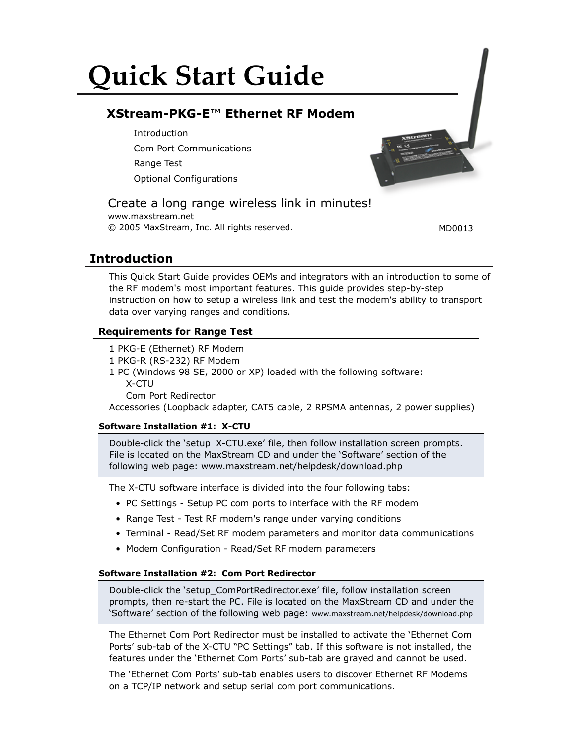# Quick Start Guide

## XStream-PKG-E™ Ethernet RF Modem

Introduction

Com Port Communications

Range Test

Optional Configurations

Create a long range wireless link in minutes!

www.maxstream.net

© 2005 MaxStream, Inc. All rights reserved.

MD0013

## Introduction

This Quick Start Guide provides OEMs and integrators with an introduction to some of the RF modem's most important features. This guide provides step-by-step instruction on how to setup a wireless link and test the modem's ability to transport data over varying ranges and conditions.

### Requirements for Range Test

1 PKG-E (Ethernet) RF Modem
1 PKG-R (RS-232) RF Modem
1 PC (Windows 98 SE, 2000 or XP) loaded with the following software:
  X-CTU
  Com Port Redirector
Accessories (Loopback adapter, CAT5 cable, 2 RPSMA antennas, 2 power supplies)

#### Software Installation #1: X-CTU

Double-click the 'setup_X-CTU.exe' file, then follow installation screen prompts. File is located on the MaxStream CD and under the 'Software' section of the following web page: www.maxstream.net/helpdesk/download.php

The X-CTU software interface is divided into the four following tabs:

- PC Settings - Setup PC com ports to interface with the RF modem
- Range Test - Test RF modem's range under varying conditions
- Terminal - Read/Set RF modem parameters and monitor data communications
- Modem Configuration - Read/Set RF modem parameters

#### Software Installation #2: Com Port Redirector

Double-click the 'setup_ComPortRedirector.exe' file, follow installation screen prompts, then re-start the PC. File is located on the MaxStream CD and under the 'Software' section of the following web page: www.maxstream.net/helpdesk/download.php

The Ethernet Com Port Redirector must be installed to activate the 'Ethernet Com Ports' sub-tab of the X-CTU "PC Settings" tab. If this software is not installed, the features under the 'Ethernet Com Ports' sub-tab are grayed and cannot be used.

The 'Ethernet Com Ports' sub-tab enables users to discover Ethernet RF Modems on a TCP/IP network and setup serial com port communications.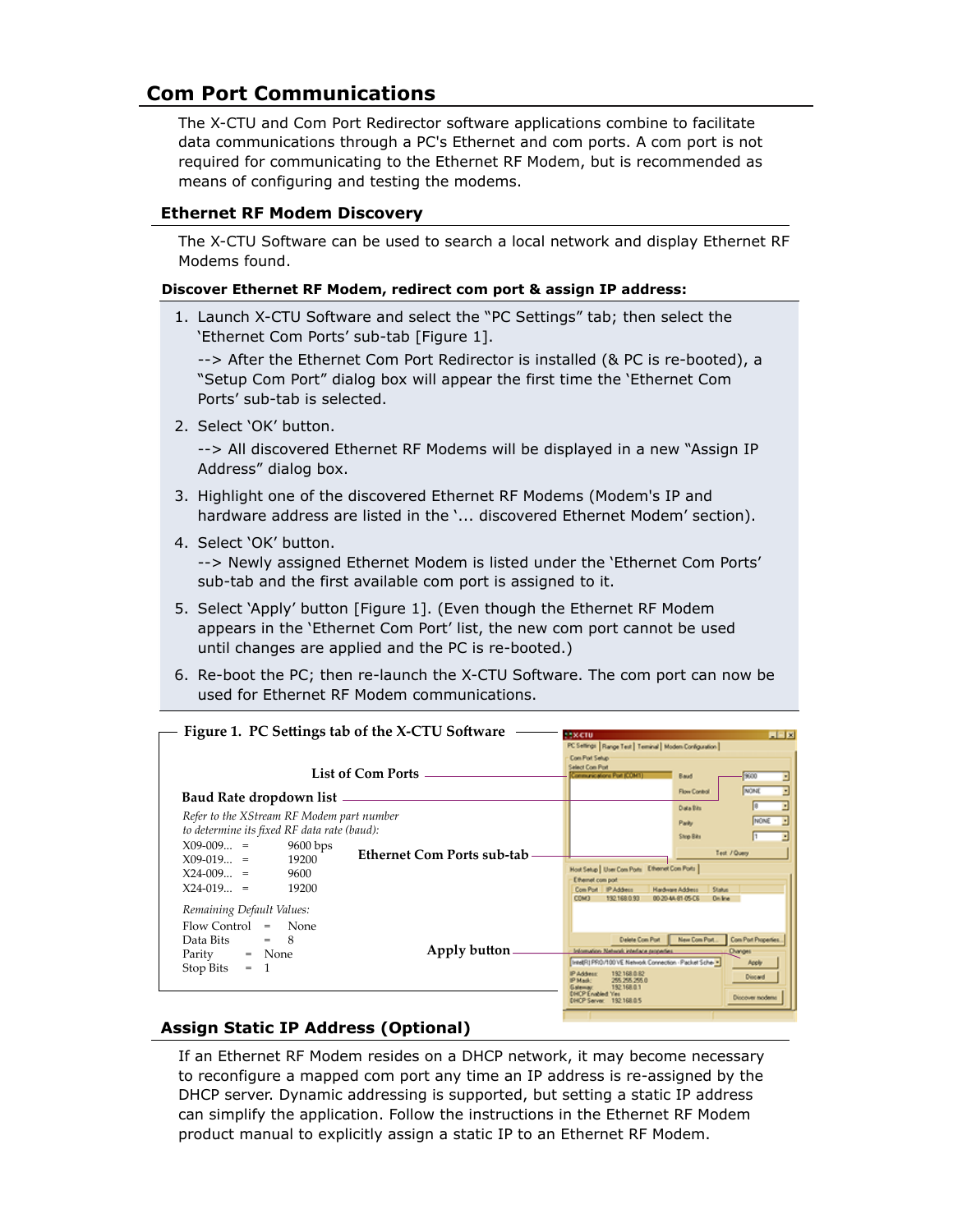## Com Port Communications

The X-CTU and Com Port Redirector software applications combine to facilitate data communications through a PC's Ethernet and com ports. A com port is not required for communicating to the Ethernet RF Modem, but is recommended as means of configuring and testing the modems.

### Ethernet RF Modem Discovery

The X-CTU Software can be used to search a local network and display Ethernet RF Modems found.

**Discover Ethernet RF Modem, redirect com port & assign IP address:**

1. Launch X-CTU Software and select the “PC Settings” tab; then select the ‘Ethernet Com Ports’ sub-tab [Figure 1].

   --> After the Ethernet Com Port Redirector is installed (& PC is re-booted), a “Setup Com Port” dialog box will appear the first time the ‘Ethernet Com Ports’ sub-tab is selected.

2. Select ‘OK’ button.

   --> All discovered Ethernet RF Modems will be displayed in a new “Assign IP Address” dialog box.

3. Highlight one of the discovered Ethernet RF Modems (Modem's IP and hardware address are listed in the ‘... discovered Ethernet Modem’ section).

4. Select ‘OK’ button.
   --> Newly assigned Ethernet Modem is listed under the ‘Ethernet Com Ports’ sub-tab and the first available com port is assigned to it.

5. Select ‘Apply’ button [Figure 1]. (Even though the Ethernet RF Modem appears in the ‘Ethernet Com Port’ list, the new com port cannot be used until changes are applied and the PC is re-booted.)

6. Re-boot the PC; then re-launch the X-CTU Software. The com port can now be used for Ethernet RF Modem communications.

**Figure 1. PC Settings tab of the X-CTU Software**

List of Com Ports

**Baud Rate dropdown list**

*Refer to the XStream RF Modem part number to determine its fixed RF data rate (baud):*

| | | |
|---|---|---|
| X09-009... | = | 9600 bps |
| X09-019... | = | 19200 |
| X24-009... | = | 9600 |
| X24-019... | = | 19200 |

*Remaining Default Values:*

| | | |
|---|---|---|
| Flow Control | = | None |
| Data Bits | = | 8 |
| Parity | = | None |
| Stop Bits | = | 1 |

Ethernet Com Ports sub-tab

Apply button

### Assign Static IP Address (Optional)

If an Ethernet RF Modem resides on a DHCP network, it may become necessary to reconfigure a mapped com port any time an IP address is re-assigned by the DHCP server. Dynamic addressing is supported, but setting a static IP address can simplify the application. Follow the instructions in the Ethernet RF Modem product manual to explicitly assign a static IP to an Ethernet RF Modem.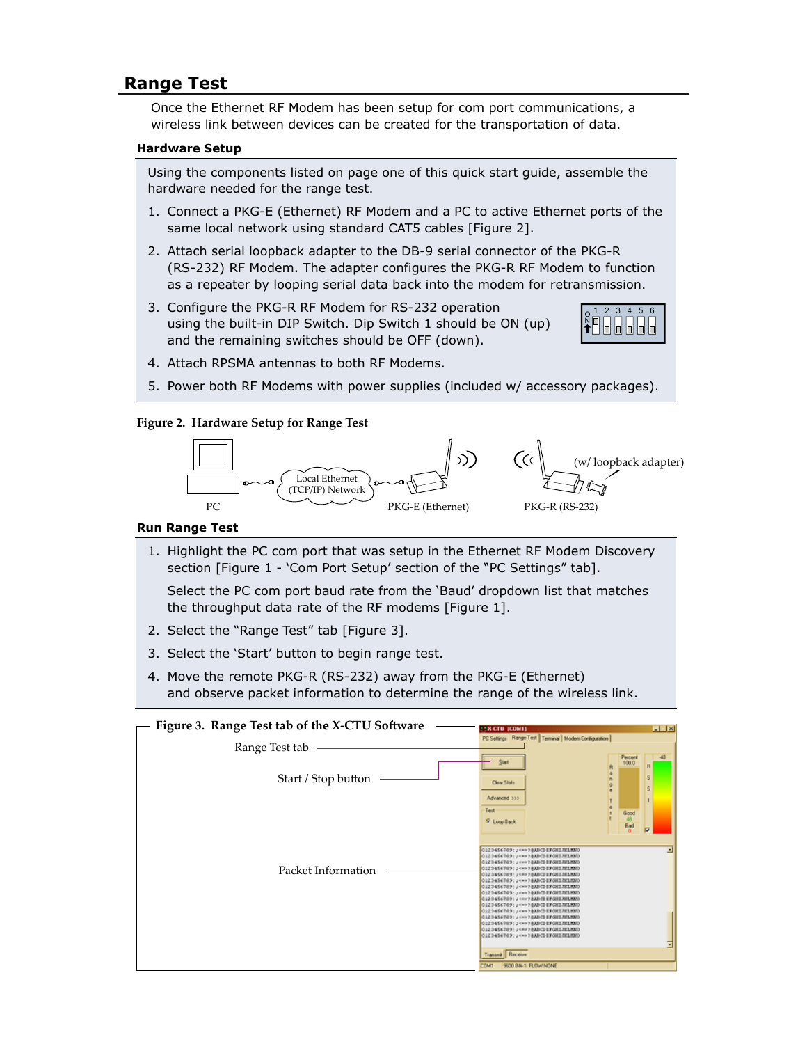## Range Test

Once the Ethernet RF Modem has been setup for com port communications, a wireless link between devices can be created for the transportation of data.

### Hardware Setup

Using the components listed on page one of this quick start guide, assemble the hardware needed for the range test.

1. Connect a PKG-E (Ethernet) RF Modem and a PC to active Ethernet ports of the same local network using standard CAT5 cables [Figure 2].
2. Attach serial loopback adapter to the DB-9 serial connector of the PKG-R (RS-232) RF Modem. The adapter configures the PKG-R RF Modem to function as a repeater by looping serial data back into the modem for retransmission.
3. Configure the PKG-R RF Modem for RS-232 operation using the built-in DIP Switch. Dip Switch 1 should be ON (up) and the remaining switches should be OFF (down).
4. Attach RPSMA antennas to both RF Modems.
5. Power both RF Modems with power supplies (included w/ accessory packages).

**Figure 2. Hardware Setup for Range Test**

PC — Local Ethernet (TCP/IP) Network — PKG-E (Ethernet) — PKG-R (RS-232) (w/ loopback adapter)

### Run Range Test

1. Highlight the PC com port that was setup in the Ethernet RF Modem Discovery section [Figure 1 - 'Com Port Setup' section of the "PC Settings" tab].

   Select the PC com port baud rate from the 'Baud' dropdown list that matches the throughput data rate of the RF modems [Figure 1].
2. Select the "Range Test" tab [Figure 3].
3. Select the 'Start' button to begin range test.
4. Move the remote PKG-R (RS-232) away from the PKG-E (Ethernet) and observe packet information to determine the range of the wireless link.

**Figure 3. Range Test tab of the X-CTU Software**

Range Test tab

Start / Stop button

Packet Information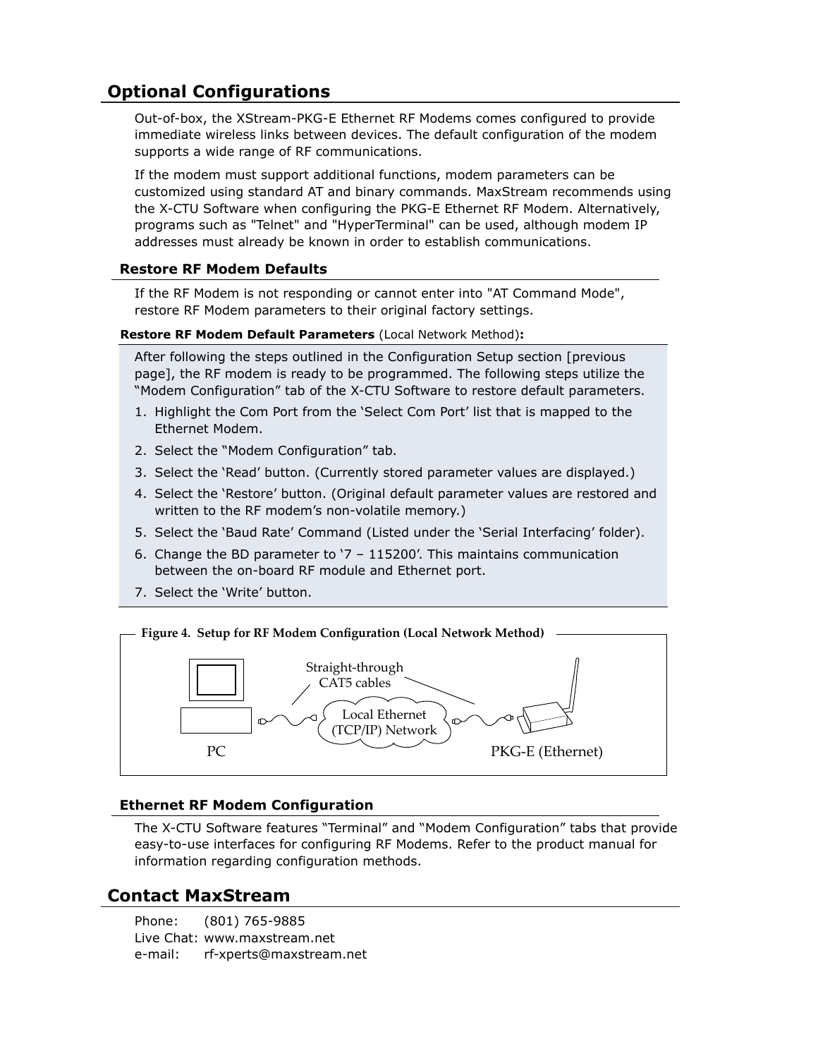## Optional Configurations

Out-of-box, the XStream-PKG-E Ethernet RF Modems comes configured to provide immediate wireless links between devices. The default configuration of the modem supports a wide range of RF communications.

If the modem must support additional functions, modem parameters can be customized using standard AT and binary commands. MaxStream recommends using the X-CTU Software when configuring the PKG-E Ethernet RF Modem. Alternatively, programs such as "Telnet" and "HyperTerminal" can be used, although modem IP addresses must already be known in order to establish communications.

### Restore RF Modem Defaults

If the RF Modem is not responding or cannot enter into "AT Command Mode", restore RF Modem parameters to their original factory settings.

**Restore RF Modem Default Parameters** (Local Network Method)**:**

After following the steps outlined in the Configuration Setup section [previous page], the RF modem is ready to be programmed. The following steps utilize the “Modem Configuration” tab of the X-CTU Software to restore default parameters.

1. Highlight the Com Port from the ‘Select Com Port’ list that is mapped to the Ethernet Modem.
2. Select the “Modem Configuration” tab.
3. Select the ‘Read’ button. (Currently stored parameter values are displayed.)
4. Select the ‘Restore’ button. (Original default parameter values are restored and written to the RF modem’s non-volatile memory.)
5. Select the ‘Baud Rate’ Command (Listed under the ‘Serial Interfacing’ folder).
6. Change the BD parameter to ‘7 – 115200’. This maintains communication between the on-board RF module and Ethernet port.
7. Select the ‘Write’ button.

**Figure 4. Setup for RF Modem Configuration (Local Network Method)**

Straight-through CAT5 cables

Local Ethernet (TCP/IP) Network

PC

PKG-E (Ethernet)

### Ethernet RF Modem Configuration

The X-CTU Software features “Terminal” and “Modem Configuration” tabs that provide easy-to-use interfaces for configuring RF Modems. Refer to the product manual for information regarding configuration methods.

## Contact MaxStream

Phone: (801) 765-9885
Live Chat: www.maxstream.net
e-mail: rf-xperts@maxstream.net